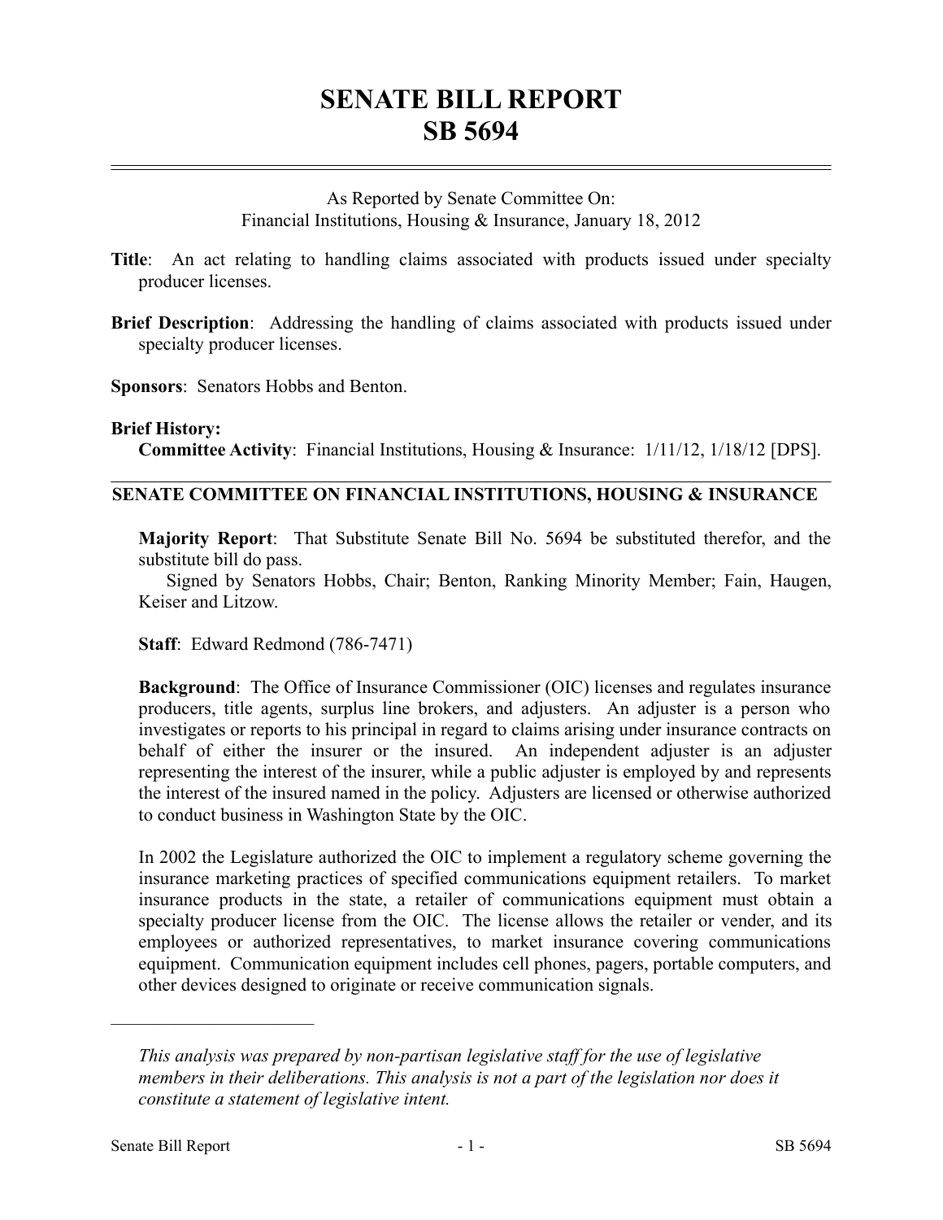# SENATE BILL REPORT
# SB 5694

As Reported by Senate Committee On:
Financial Institutions, Housing & Insurance, January 18, 2012

**Title**: An act relating to handling claims associated with products issued under specialty producer licenses.

**Brief Description**: Addressing the handling of claims associated with products issued under specialty producer licenses.

**Sponsors**: Senators Hobbs and Benton.

**Brief History:**

**Committee Activity**: Financial Institutions, Housing & Insurance: 1/11/12, 1/18/12 [DPS].

## SENATE COMMITTEE ON FINANCIAL INSTITUTIONS, HOUSING & INSURANCE

**Majority Report**: That Substitute Senate Bill No. 5694 be substituted therefor, and the substitute bill do pass.

Signed by Senators Hobbs, Chair; Benton, Ranking Minority Member; Fain, Haugen, Keiser and Litzow.

**Staff**: Edward Redmond (786-7471)

**Background**: The Office of Insurance Commissioner (OIC) licenses and regulates insurance producers, title agents, surplus line brokers, and adjusters. An adjuster is a person who investigates or reports to his principal in regard to claims arising under insurance contracts on behalf of either the insurer or the insured. An independent adjuster is an adjuster representing the interest of the insurer, while a public adjuster is employed by and represents the interest of the insured named in the policy. Adjusters are licensed or otherwise authorized to conduct business in Washington State by the OIC.

In 2002 the Legislature authorized the OIC to implement a regulatory scheme governing the insurance marketing practices of specified communications equipment retailers. To market insurance products in the state, a retailer of communications equipment must obtain a specialty producer license from the OIC. The license allows the retailer or vender, and its employees or authorized representatives, to market insurance covering communications equipment. Communication equipment includes cell phones, pagers, portable computers, and other devices designed to originate or receive communication signals.

---

*This analysis was prepared by non-partisan legislative staff for the use of legislative members in their deliberations. This analysis is not a part of the legislation nor does it constitute a statement of legislative intent.*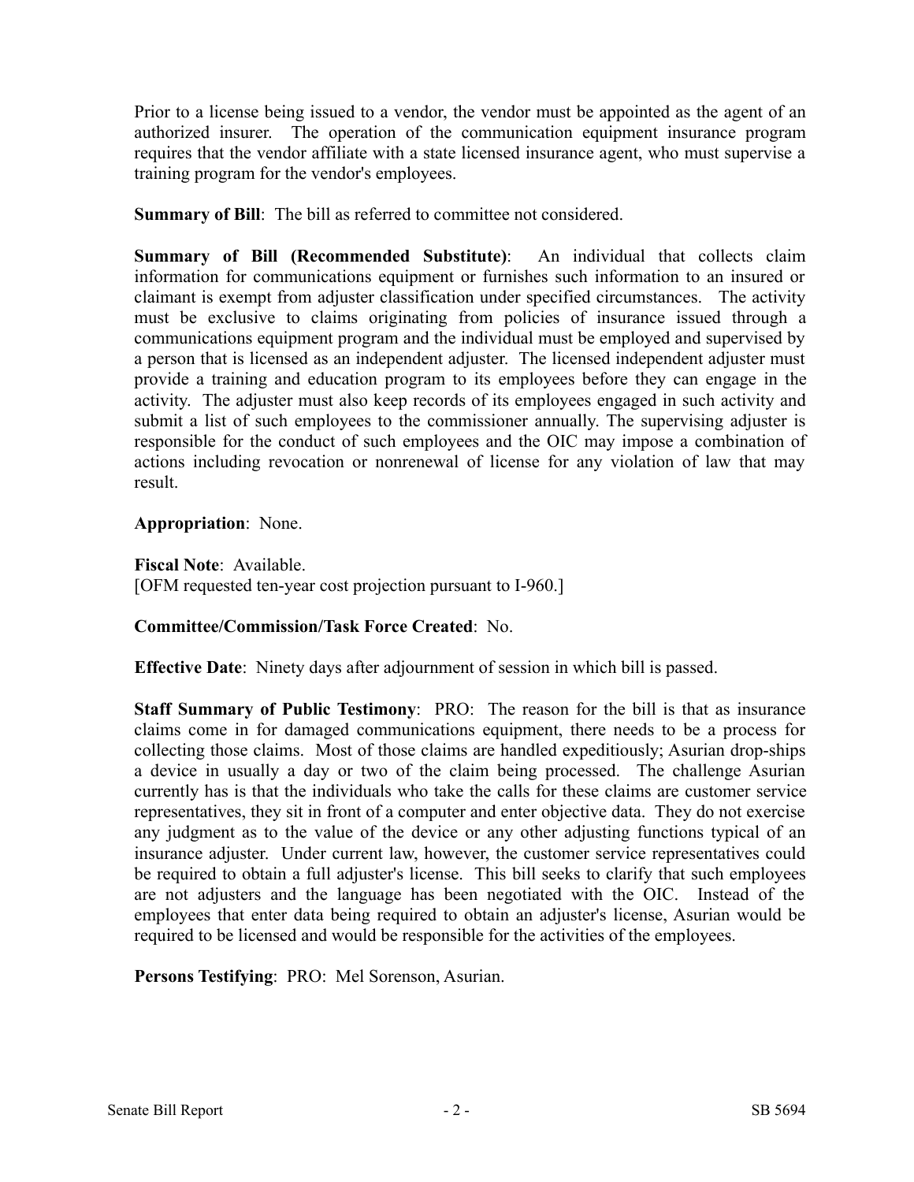Prior to a license being issued to a vendor, the vendor must be appointed as the agent of an authorized insurer. The operation of the communication equipment insurance program requires that the vendor affiliate with a state licensed insurance agent, who must supervise a training program for the vendor's employees.

**Summary of Bill**: The bill as referred to committee not considered.

**Summary of Bill (Recommended Substitute)**: An individual that collects claim information for communications equipment or furnishes such information to an insured or claimant is exempt from adjuster classification under specified circumstances. The activity must be exclusive to claims originating from policies of insurance issued through a communications equipment program and the individual must be employed and supervised by a person that is licensed as an independent adjuster. The licensed independent adjuster must provide a training and education program to its employees before they can engage in the activity. The adjuster must also keep records of its employees engaged in such activity and submit a list of such employees to the commissioner annually. The supervising adjuster is responsible for the conduct of such employees and the OIC may impose a combination of actions including revocation or nonrenewal of license for any violation of law that may result.

**Appropriation**: None.

**Fiscal Note**: Available.
[OFM requested ten-year cost projection pursuant to I-960.]

**Committee/Commission/Task Force Created**: No.

**Effective Date**: Ninety days after adjournment of session in which bill is passed.

**Staff Summary of Public Testimony**: PRO: The reason for the bill is that as insurance claims come in for damaged communications equipment, there needs to be a process for collecting those claims. Most of those claims are handled expeditiously; Asurian drop-ships a device in usually a day or two of the claim being processed. The challenge Asurian currently has is that the individuals who take the calls for these claims are customer service representatives, they sit in front of a computer and enter objective data. They do not exercise any judgment as to the value of the device or any other adjusting functions typical of an insurance adjuster. Under current law, however, the customer service representatives could be required to obtain a full adjuster's license. This bill seeks to clarify that such employees are not adjusters and the language has been negotiated with the OIC. Instead of the employees that enter data being required to obtain an adjuster's license, Asurian would be required to be licensed and would be responsible for the activities of the employees.

**Persons Testifying**: PRO: Mel Sorenson, Asurian.